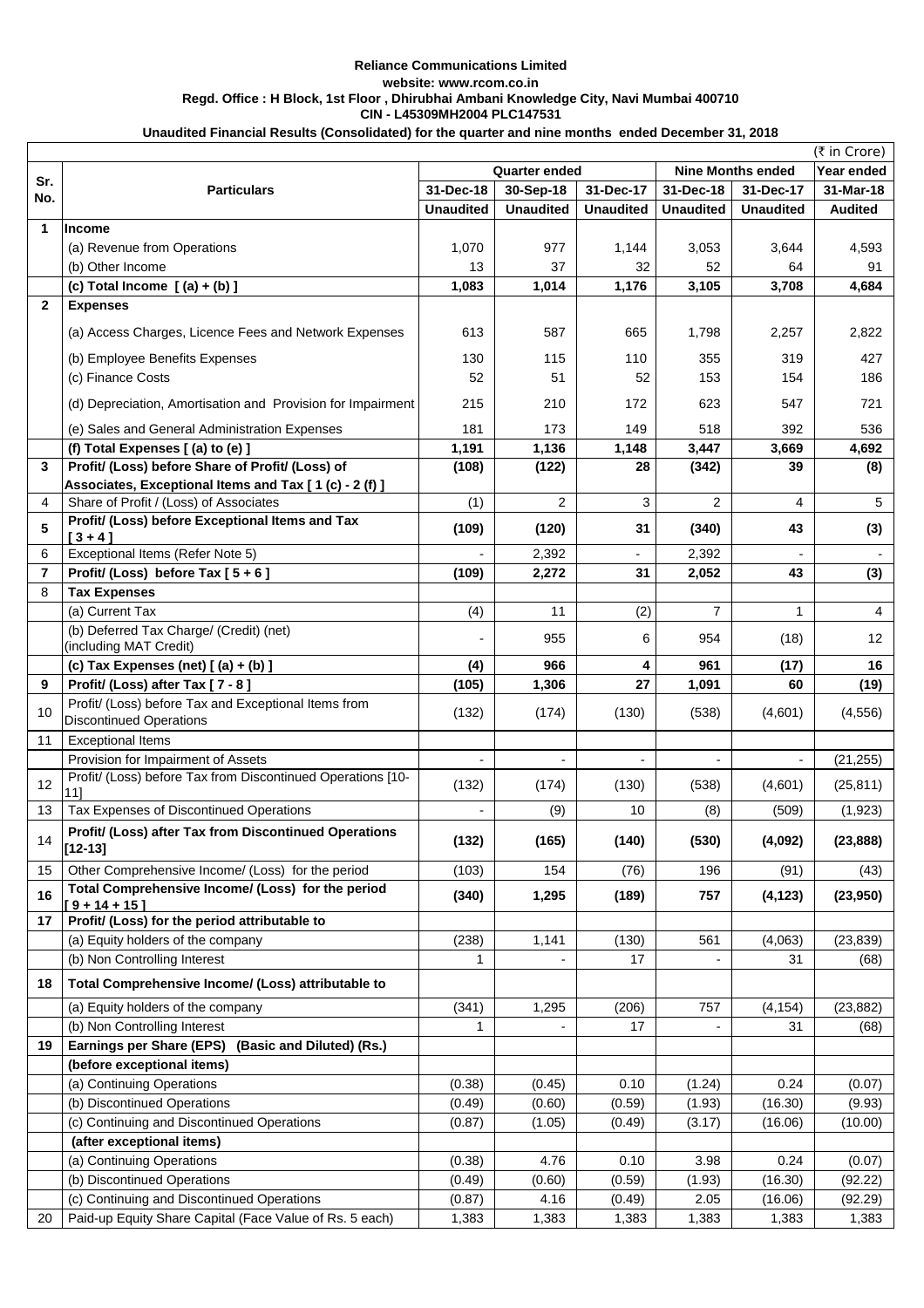**Reliance Communications Limited**

**website: www.rcom.co.in**

**Regd. Office : H Block, 1st Floor , Dhirubhai Ambani Knowledge City, Navi Mumbai 400710**

**CIN - L45309MH2004 PLC147531**

**Unaudited Financial Results (Consolidated) for the quarter and nine months ended December 31, 2018**

(₹ in Crore)

| Sr. No. | Particulars | Quarter ended | | | Nine Months ended | | Year ended |
|---|---|---|---|---|---|---|---|
| | | 31-Dec-18 | 30-Sep-18 | 31-Dec-17 | 31-Dec-18 | 31-Dec-17 | 31-Mar-18 |
| | | Unaudited | Unaudited | Unaudited | Unaudited | Unaudited | Audited |
| **1** | **Income** | | | | | | |
| | (a) Revenue from Operations | 1,070 | 977 | 1,144 | 3,053 | 3,644 | 4,593 |
| | (b) Other Income | 13 | 37 | 32 | 52 | 64 | 91 |
| | **(c) Total Income [ (a) + (b) ]** | **1,083** | **1,014** | **1,176** | **3,105** | **3,708** | **4,684** |
| **2** | **Expenses** | | | | | | |
| | (a) Access Charges, Licence Fees and Network Expenses | 613 | 587 | 665 | 1,798 | 2,257 | 2,822 |
| | (b) Employee Benefits Expenses | 130 | 115 | 110 | 355 | 319 | 427 |
| | (c) Finance Costs | 52 | 51 | 52 | 153 | 154 | 186 |
| | (d) Depreciation, Amortisation and Provision for Impairment | 215 | 210 | 172 | 623 | 547 | 721 |
| | (e) Sales and General Administration Expenses | 181 | 173 | 149 | 518 | 392 | 536 |
| | **(f) Total Expenses [ (a) to (e) ]** | **1,191** | **1,136** | **1,148** | **3,447** | **3,669** | **4,692** |
| **3** | **Profit/ (Loss) before Share of Profit/ (Loss) of Associates, Exceptional Items and Tax [ 1 (c) - 2 (f) ]** | **(108)** | **(122)** | **28** | **(342)** | **39** | **(8)** |
| 4 | Share of Profit / (Loss) of Associates | (1) | 2 | 3 | 2 | 4 | 5 |
| **5** | **Profit/ (Loss) before Exceptional Items and Tax [ 3 + 4 ]** | **(109)** | **(120)** | **31** | **(340)** | **43** | **(3)** |
| 6 | Exceptional Items (Refer Note 5) | - | 2,392 | - | 2,392 | - | - |
| **7** | **Profit/ (Loss) before Tax [ 5 + 6 ]** | **(109)** | **2,272** | **31** | **2,052** | **43** | **(3)** |
| 8 | **Tax Expenses** | | | | | | |
| | (a) Current Tax | (4) | 11 | (2) | 7 | 1 | 4 |
| | (b) Deferred Tax Charge/ (Credit) (net) (including MAT Credit) | - | 955 | 6 | 954 | (18) | 12 |
| | **(c) Tax Expenses (net) [ (a) + (b) ]** | **(4)** | **966** | **4** | **961** | **(17)** | **16** |
| **9** | **Profit/ (Loss) after Tax [ 7 - 8 ]** | **(105)** | **1,306** | **27** | **1,091** | **60** | **(19)** |
| 10 | Profit/ (Loss) before Tax and Exceptional Items from Discontinued Operations | (132) | (174) | (130) | (538) | (4,601) | (4,556) |
| 11 | Exceptional Items | | | | | | |
| | Provision for Impairment of Assets | - | - | - | - | - | (21,255) |
| 12 | Profit/ (Loss) before Tax from Discontinued Operations [10-11] | (132) | (174) | (130) | (538) | (4,601) | (25,811) |
| 13 | Tax Expenses of Discontinued Operations | - | (9) | 10 | (8) | (509) | (1,923) |
| 14 | **Profit/ (Loss) after Tax from Discontinued Operations [12-13]** | **(132)** | **(165)** | **(140)** | **(530)** | **(4,092)** | **(23,888)** |
| 15 | Other Comprehensive Income/ (Loss) for the period | (103) | 154 | (76) | 196 | (91) | (43) |
| **16** | **Total Comprehensive Income/ (Loss) for the period [ 9 + 14 + 15 ]** | **(340)** | **1,295** | **(189)** | **757** | **(4,123)** | **(23,950)** |
| **17** | **Profit/ (Loss) for the period attributable to** | | | | | | |
| | (a) Equity holders of the company | (238) | 1,141 | (130) | 561 | (4,063) | (23,839) |
| | (b) Non Controlling Interest | 1 | - | 17 | - | 31 | (68) |
| **18** | **Total Comprehensive Income/ (Loss) attributable to** | | | | | | |
| | (a) Equity holders of the company | (341) | 1,295 | (206) | 757 | (4,154) | (23,882) |
| | (b) Non Controlling Interest | 1 | - | 17 | - | 31 | (68) |
| **19** | **Earnings per Share (EPS) (Basic and Diluted) (Rs.)** | | | | | | |
| | **(before exceptional items)** | | | | | | |
| | (a) Continuing Operations | (0.38) | (0.45) | 0.10 | (1.24) | 0.24 | (0.07) |
| | (b) Discontinued Operations | (0.49) | (0.60) | (0.59) | (1.93) | (16.30) | (9.93) |
| | (c) Continuing and Discontinued Operations | (0.87) | (1.05) | (0.49) | (3.17) | (16.06) | (10.00) |
| | **(after exceptional items)** | | | | | | |
| | (a) Continuing Operations | (0.38) | 4.76 | 0.10 | 3.98 | 0.24 | (0.07) |
| | (b) Discontinued Operations | (0.49) | (0.60) | (0.59) | (1.93) | (16.30) | (92.22) |
| | (c) Continuing and Discontinued Operations | (0.87) | 4.16 | (0.49) | 2.05 | (16.06) | (92.29) |
| 20 | Paid-up Equity Share Capital (Face Value of Rs. 5 each) | 1,383 | 1,383 | 1,383 | 1,383 | 1,383 | 1,383 |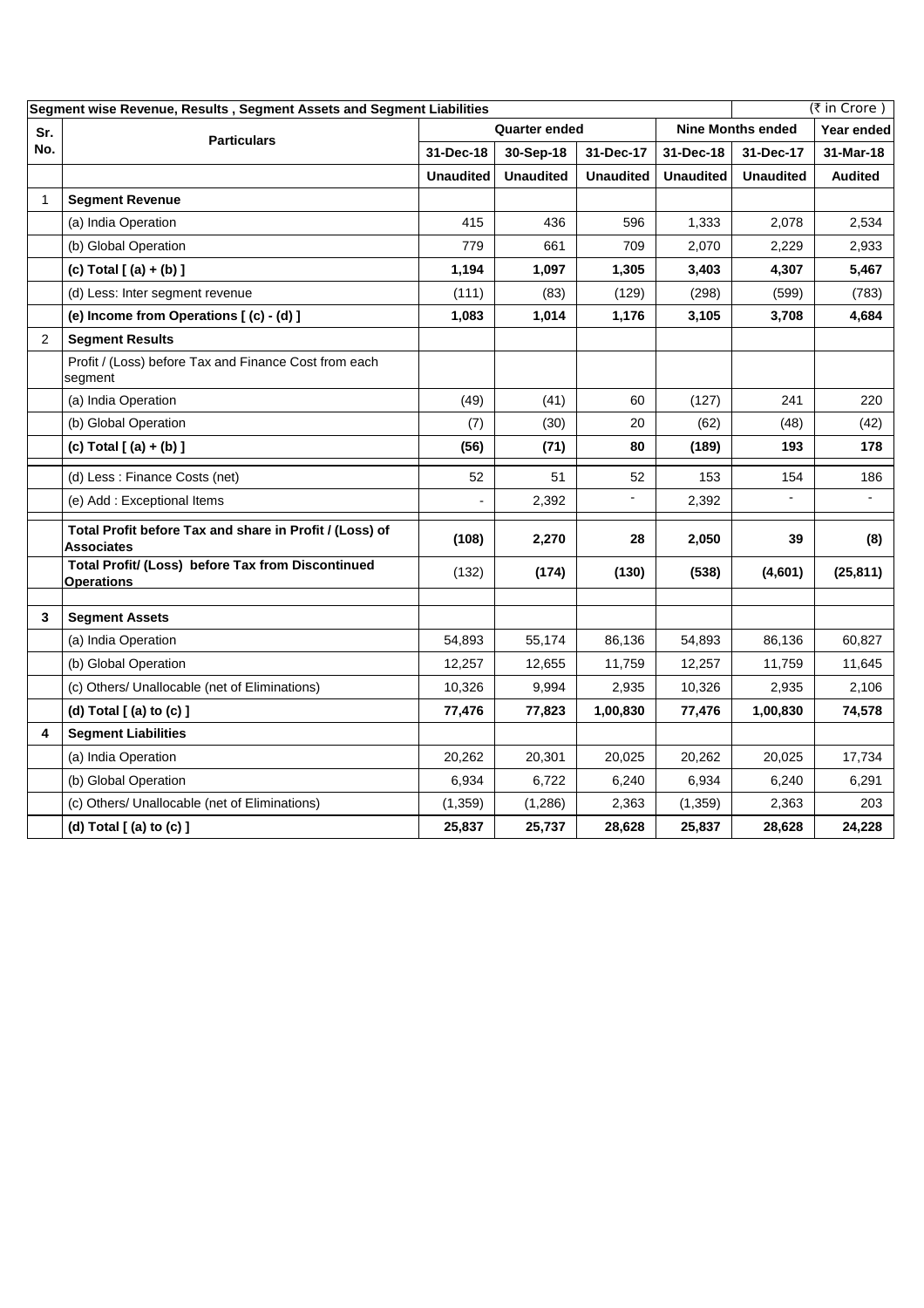| Segment wise Revenue, Results , Segment Assets and Segment Liabilities | | | | | | | (₹ in Crore ) |
|---|---|---|---|---|---|---|---|
| **Sr. No.** | **Particulars** | **Quarter ended** | | | **Nine Months ended** | | **Year ended** |
| | | **31-Dec-18** | **30-Sep-18** | **31-Dec-17** | **31-Dec-18** | **31-Dec-17** | **31-Mar-18** |
| | | **Unaudited** | **Unaudited** | **Unaudited** | **Unaudited** | **Unaudited** | **Audited** |
| 1 | **Segment Revenue** | | | | | | |
| | (a) India Operation | 415 | 436 | 596 | 1,333 | 2,078 | 2,534 |
| | (b) Global Operation | 779 | 661 | 709 | 2,070 | 2,229 | 2,933 |
| | **(c) Total [ (a) + (b) ]** | **1,194** | **1,097** | **1,305** | **3,403** | **4,307** | **5,467** |
| | (d) Less: Inter segment revenue | (111) | (83) | (129) | (298) | (599) | (783) |
| | **(e) Income from Operations [ (c) - (d) ]** | **1,083** | **1,014** | **1,176** | **3,105** | **3,708** | **4,684** |
| 2 | **Segment Results** | | | | | | |
| | Profit / (Loss) before Tax and Finance Cost from each segment | | | | | | |
| | (a) India Operation | (49) | (41) | 60 | (127) | 241 | 220 |
| | (b) Global Operation | (7) | (30) | 20 | (62) | (48) | (42) |
| | **(c) Total [ (a) + (b) ]** | **(56)** | **(71)** | **80** | **(189)** | **193** | **178** |
| | (d) Less : Finance Costs (net) | 52 | 51 | 52 | 153 | 154 | 186 |
| | (e) Add : Exceptional Items | - | 2,392 | - | 2,392 | - | - |
| | **Total Profit before Tax and share in Profit / (Loss) of Associates** | **(108)** | **2,270** | **28** | **2,050** | **39** | **(8)** |
| | **Total Profit/ (Loss) before Tax from Discontinued Operations** | (132) | **(174)** | **(130)** | **(538)** | **(4,601)** | **(25,811)** |
| **3** | **Segment Assets** | | | | | | |
| | (a) India Operation | 54,893 | 55,174 | 86,136 | 54,893 | 86,136 | 60,827 |
| | (b) Global Operation | 12,257 | 12,655 | 11,759 | 12,257 | 11,759 | 11,645 |
| | (c) Others/ Unallocable (net of Eliminations) | 10,326 | 9,994 | 2,935 | 10,326 | 2,935 | 2,106 |
| | **(d) Total [ (a) to (c) ]** | **77,476** | **77,823** | **1,00,830** | **77,476** | **1,00,830** | **74,578** |
| **4** | **Segment Liabilities** | | | | | | |
| | (a) India Operation | 20,262 | 20,301 | 20,025 | 20,262 | 20,025 | 17,734 |
| | (b) Global Operation | 6,934 | 6,722 | 6,240 | 6,934 | 6,240 | 6,291 |
| | (c) Others/ Unallocable (net of Eliminations) | (1,359) | (1,286) | 2,363 | (1,359) | 2,363 | 203 |
| | **(d) Total [ (a) to (c) ]** | **25,837** | **25,737** | **28,628** | **25,837** | **28,628** | **24,228** |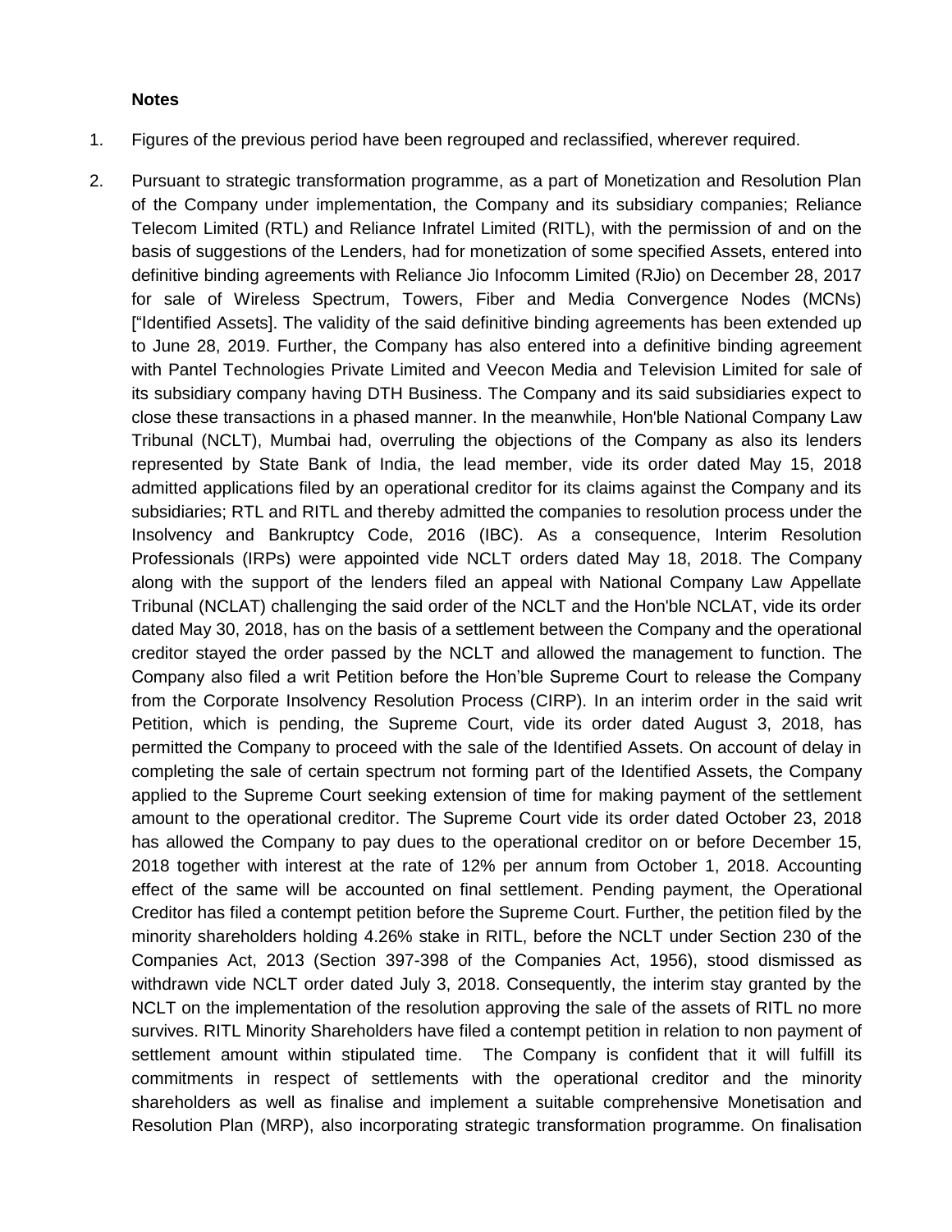**Notes**

1. Figures of the previous period have been regrouped and reclassified, wherever required.

2. Pursuant to strategic transformation programme, as a part of Monetization and Resolution Plan of the Company under implementation, the Company and its subsidiary companies; Reliance Telecom Limited (RTL) and Reliance Infratel Limited (RITL), with the permission of and on the basis of suggestions of the Lenders, had for monetization of some specified Assets, entered into definitive binding agreements with Reliance Jio Infocomm Limited (RJio) on December 28, 2017 for sale of Wireless Spectrum, Towers, Fiber and Media Convergence Nodes (MCNs) ["Identified Assets]. The validity of the said definitive binding agreements has been extended up to June 28, 2019. Further, the Company has also entered into a definitive binding agreement with Pantel Technologies Private Limited and Veecon Media and Television Limited for sale of its subsidiary company having DTH Business. The Company and its said subsidiaries expect to close these transactions in a phased manner. In the meanwhile, Hon'ble National Company Law Tribunal (NCLT), Mumbai had, overruling the objections of the Company as also its lenders represented by State Bank of India, the lead member, vide its order dated May 15, 2018 admitted applications filed by an operational creditor for its claims against the Company and its subsidiaries; RTL and RITL and thereby admitted the companies to resolution process under the Insolvency and Bankruptcy Code, 2016 (IBC). As a consequence, Interim Resolution Professionals (IRPs) were appointed vide NCLT orders dated May 18, 2018. The Company along with the support of the lenders filed an appeal with National Company Law Appellate Tribunal (NCLAT) challenging the said order of the NCLT and the Hon'ble NCLAT, vide its order dated May 30, 2018, has on the basis of a settlement between the Company and the operational creditor stayed the order passed by the NCLT and allowed the management to function. The Company also filed a writ Petition before the Hon'ble Supreme Court to release the Company from the Corporate Insolvency Resolution Process (CIRP). In an interim order in the said writ Petition, which is pending, the Supreme Court, vide its order dated August 3, 2018, has permitted the Company to proceed with the sale of the Identified Assets. On account of delay in completing the sale of certain spectrum not forming part of the Identified Assets, the Company applied to the Supreme Court seeking extension of time for making payment of the settlement amount to the operational creditor. The Supreme Court vide its order dated October 23, 2018 has allowed the Company to pay dues to the operational creditor on or before December 15, 2018 together with interest at the rate of 12% per annum from October 1, 2018. Accounting effect of the same will be accounted on final settlement. Pending payment, the Operational Creditor has filed a contempt petition before the Supreme Court. Further, the petition filed by the minority shareholders holding 4.26% stake in RITL, before the NCLT under Section 230 of the Companies Act, 2013 (Section 397-398 of the Companies Act, 1956), stood dismissed as withdrawn vide NCLT order dated July 3, 2018. Consequently, the interim stay granted by the NCLT on the implementation of the resolution approving the sale of the assets of RITL no more survives. RITL Minority Shareholders have filed a contempt petition in relation to non payment of settlement amount within stipulated time. The Company is confident that it will fulfill its commitments in respect of settlements with the operational creditor and the minority shareholders as well as finalise and implement a suitable comprehensive Monetisation and Resolution Plan (MRP), also incorporating strategic transformation programme. On finalisation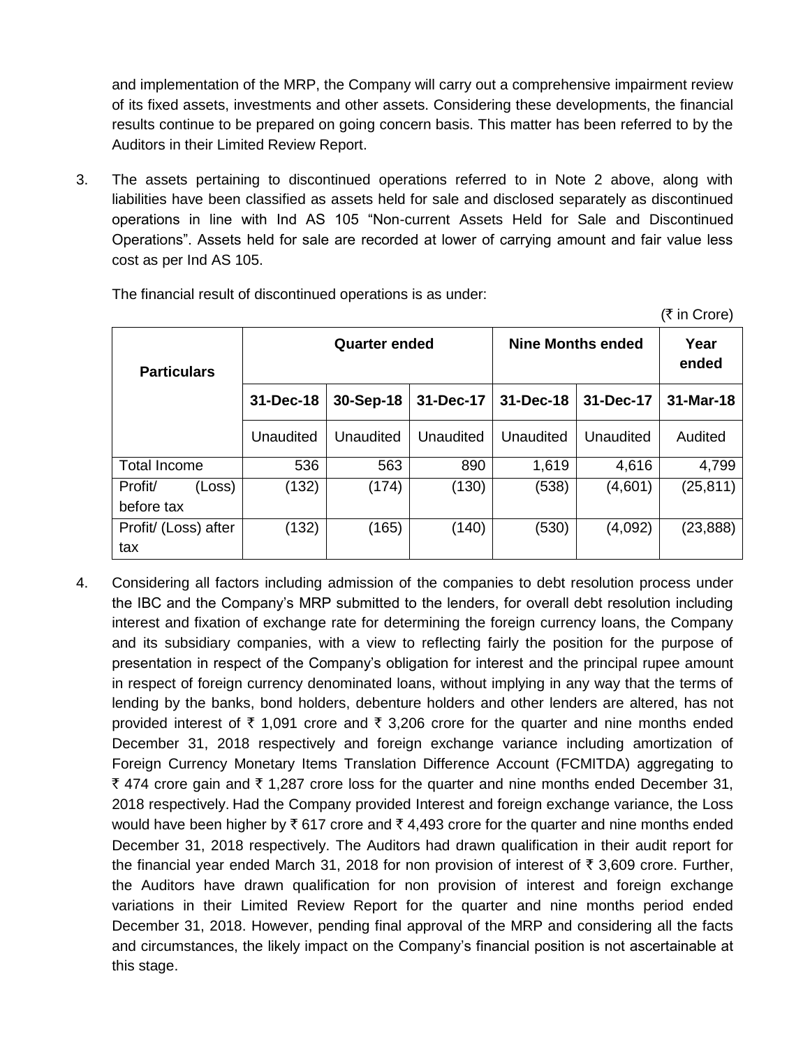and implementation of the MRP, the Company will carry out a comprehensive impairment review of its fixed assets, investments and other assets. Considering these developments, the financial results continue to be prepared on going concern basis. This matter has been referred to by the Auditors in their Limited Review Report.

3. The assets pertaining to discontinued operations referred to in Note 2 above, along with liabilities have been classified as assets held for sale and disclosed separately as discontinued operations in line with Ind AS 105 "Non-current Assets Held for Sale and Discontinued Operations". Assets held for sale are recorded at lower of carrying amount and fair value less cost as per Ind AS 105.

   The financial result of discontinued operations is as under:

   (₹ in Crore)

| Particulars | Quarter ended | | | Nine Months ended | | Year ended |
|---|---|---|---|---|---|---|
| | 31-Dec-18 | 30-Sep-18 | 31-Dec-17 | 31-Dec-18 | 31-Dec-17 | 31-Mar-18 |
| | Unaudited | Unaudited | Unaudited | Unaudited | Unaudited | Audited |
| Total Income | 536 | 563 | 890 | 1,619 | 4,616 | 4,799 |
| Profit/ (Loss) before tax | (132) | (174) | (130) | (538) | (4,601) | (25,811) |
| Profit/ (Loss) after tax | (132) | (165) | (140) | (530) | (4,092) | (23,888) |

4. Considering all factors including admission of the companies to debt resolution process under the IBC and the Company's MRP submitted to the lenders, for overall debt resolution including interest and fixation of exchange rate for determining the foreign currency loans, the Company and its subsidiary companies, with a view to reflecting fairly the position for the purpose of presentation in respect of the Company's obligation for interest and the principal rupee amount in respect of foreign currency denominated loans, without implying in any way that the terms of lending by the banks, bond holders, debenture holders and other lenders are altered, has not provided interest of ₹ 1,091 crore and ₹ 3,206 crore for the quarter and nine months ended December 31, 2018 respectively and foreign exchange variance including amortization of Foreign Currency Monetary Items Translation Difference Account (FCMITDA) aggregating to ₹ 474 crore gain and ₹ 1,287 crore loss for the quarter and nine months ended December 31, 2018 respectively. Had the Company provided Interest and foreign exchange variance, the Loss would have been higher by ₹ 617 crore and ₹ 4,493 crore for the quarter and nine months ended December 31, 2018 respectively. The Auditors had drawn qualification in their audit report for the financial year ended March 31, 2018 for non provision of interest of ₹ 3,609 crore. Further, the Auditors have drawn qualification for non provision of interest and foreign exchange variations in their Limited Review Report for the quarter and nine months period ended December 31, 2018. However, pending final approval of the MRP and considering all the facts and circumstances, the likely impact on the Company's financial position is not ascertainable at this stage.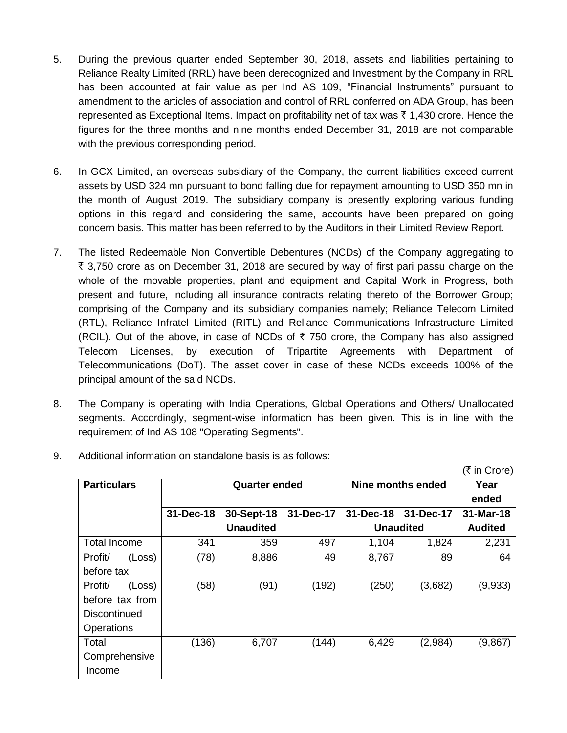5. During the previous quarter ended September 30, 2018, assets and liabilities pertaining to Reliance Realty Limited (RRL) have been derecognized and Investment by the Company in RRL has been accounted at fair value as per Ind AS 109, "Financial Instruments" pursuant to amendment to the articles of association and control of RRL conferred on ADA Group, has been represented as Exceptional Items. Impact on profitability net of tax was ₹ 1,430 crore. Hence the figures for the three months and nine months ended December 31, 2018 are not comparable with the previous corresponding period.

6. In GCX Limited, an overseas subsidiary of the Company, the current liabilities exceed current assets by USD 324 mn pursuant to bond falling due for repayment amounting to USD 350 mn in the month of August 2019. The subsidiary company is presently exploring various funding options in this regard and considering the same, accounts have been prepared on going concern basis. This matter has been referred to by the Auditors in their Limited Review Report.

7. The listed Redeemable Non Convertible Debentures (NCDs) of the Company aggregating to ₹ 3,750 crore as on December 31, 2018 are secured by way of first pari passu charge on the whole of the movable properties, plant and equipment and Capital Work in Progress, both present and future, including all insurance contracts relating thereto of the Borrower Group; comprising of the Company and its subsidiary companies namely; Reliance Telecom Limited (RTL), Reliance Infratel Limited (RITL) and Reliance Communications Infrastructure Limited (RCIL). Out of the above, in case of NCDs of ₹ 750 crore, the Company has also assigned Telecom Licenses, by execution of Tripartite Agreements with Department of Telecommunications (DoT). The asset cover in case of these NCDs exceeds 100% of the principal amount of the said NCDs.

8. The Company is operating with India Operations, Global Operations and Others/ Unallocated segments. Accordingly, segment-wise information has been given. This is in line with the requirement of Ind AS 108 "Operating Segments".

9. Additional information on standalone basis is as follows:

(₹ in Crore)

| Particulars | Quarter ended | | | Nine months ended | | Year ended |
|---|---|---|---|---|---|---|
| | 31-Dec-18 | 30-Sept-18 | 31-Dec-17 | 31-Dec-18 | 31-Dec-17 | 31-Mar-18 |
| | Unaudited | | | Unaudited | | Audited |
| Total Income | 341 | 359 | 497 | 1,104 | 1,824 | 2,231 |
| Profit/ (Loss) before tax | (78) | 8,886 | 49 | 8,767 | 89 | 64 |
| Profit/ (Loss) before tax from Discontinued Operations | (58) | (91) | (192) | (250) | (3,682) | (9,933) |
| Total Comprehensive Income | (136) | 6,707 | (144) | 6,429 | (2,984) | (9,867) |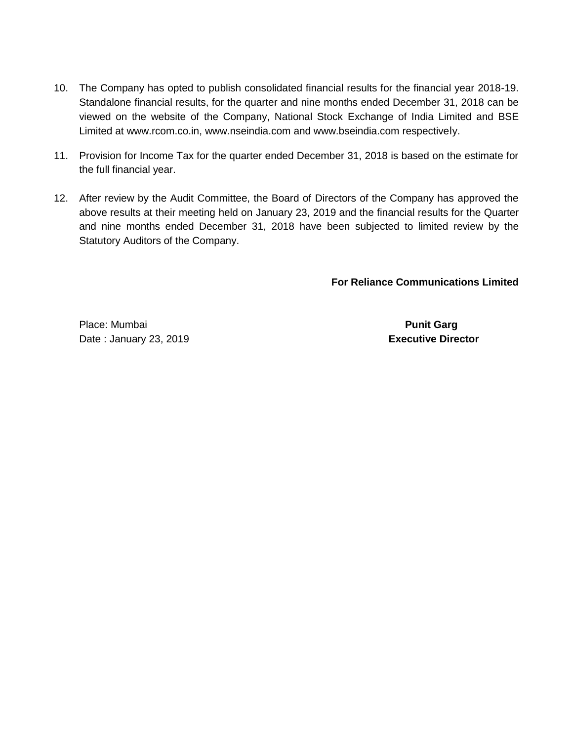10. The Company has opted to publish consolidated financial results for the financial year 2018-19. Standalone financial results, for the quarter and nine months ended December 31, 2018 can be viewed on the website of the Company, National Stock Exchange of India Limited and BSE Limited at www.rcom.co.in, www.nseindia.com and www.bseindia.com respectively.

11. Provision for Income Tax for the quarter ended December 31, 2018 is based on the estimate for the full financial year.

12. After review by the Audit Committee, the Board of Directors of the Company has approved the above results at their meeting held on January 23, 2019 and the financial results for the Quarter and nine months ended December 31, 2018 have been subjected to limited review by the Statutory Auditors of the Company.

**For Reliance Communications Limited**

Place: Mumbai
Date : January 23, 2019

**Punit Garg**
**Executive Director**